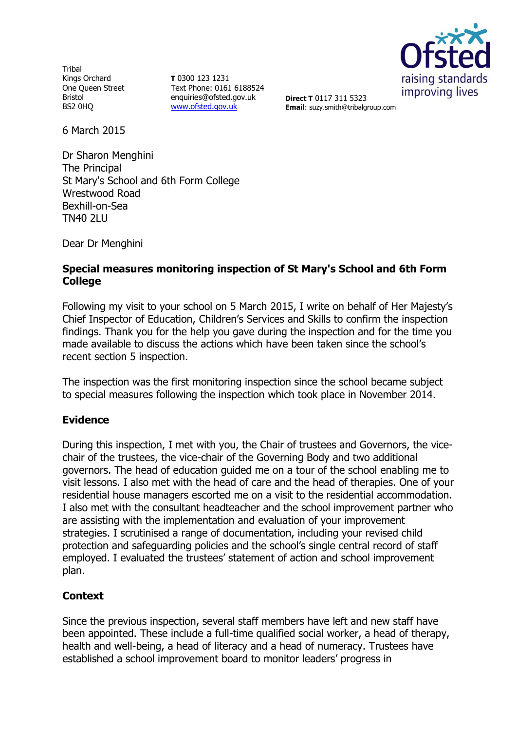Tribal
Kings Orchard
One Queen Street
Bristol
BS2 0HQ

**T** 0300 123 1231
Text Phone: 0161 6188524
enquiries@ofsted.gov.uk
www.ofsted.gov.uk

**Direct T** 0117 311 5323
**Email**: suzy.smith@tribalgroup.com

6 March 2015

Dr Sharon Menghini
The Principal
St Mary's School and 6th Form College
Wrestwood Road
Bexhill-on-Sea
TN40 2LU

Dear Dr Menghini

**Special measures monitoring inspection of St Mary's School and 6th Form College**

Following my visit to your school on 5 March 2015, I write on behalf of Her Majesty's Chief Inspector of Education, Children's Services and Skills to confirm the inspection findings. Thank you for the help you gave during the inspection and for the time you made available to discuss the actions which have been taken since the school's recent section 5 inspection.

The inspection was the first monitoring inspection since the school became subject to special measures following the inspection which took place in November 2014.

## Evidence

During this inspection, I met with you, the Chair of trustees and Governors, the vice-chair of the trustees, the vice-chair of the Governing Body and two additional governors. The head of education guided me on a tour of the school enabling me to visit lessons. I also met with the head of care and the head of therapies. One of your residential house managers escorted me on a visit to the residential accommodation. I also met with the consultant headteacher and the school improvement partner who are assisting with the implementation and evaluation of your improvement strategies. I scrutinised a range of documentation, including your revised child protection and safeguarding policies and the school's single central record of staff employed. I evaluated the trustees' statement of action and school improvement plan.

## Context

Since the previous inspection, several staff members have left and new staff have been appointed. These include a full-time qualified social worker, a head of therapy, health and well-being, a head of literacy and a head of numeracy. Trustees have established a school improvement board to monitor leaders' progress in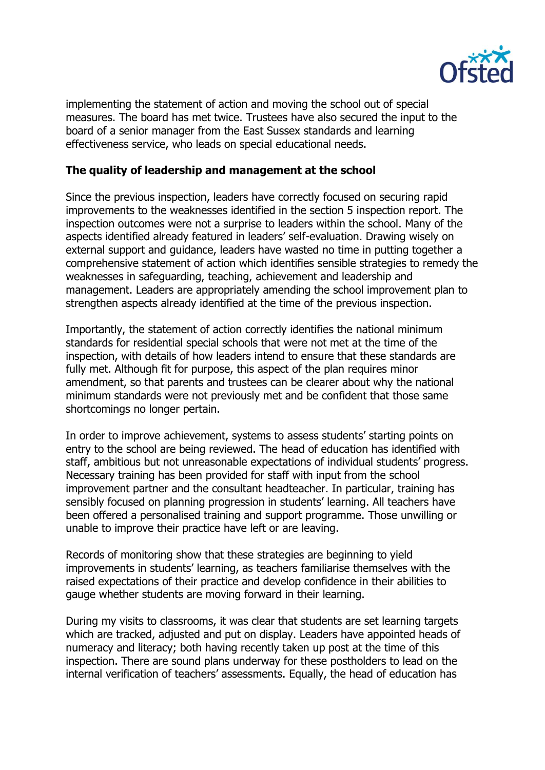implementing the statement of action and moving the school out of special measures. The board has met twice. Trustees have also secured the input to the board of a senior manager from the East Sussex standards and learning effectiveness service, who leads on special educational needs.

**The quality of leadership and management at the school**

Since the previous inspection, leaders have correctly focused on securing rapid improvements to the weaknesses identified in the section 5 inspection report. The inspection outcomes were not a surprise to leaders within the school. Many of the aspects identified already featured in leaders' self-evaluation. Drawing wisely on external support and guidance, leaders have wasted no time in putting together a comprehensive statement of action which identifies sensible strategies to remedy the weaknesses in safeguarding, teaching, achievement and leadership and management. Leaders are appropriately amending the school improvement plan to strengthen aspects already identified at the time of the previous inspection.

Importantly, the statement of action correctly identifies the national minimum standards for residential special schools that were not met at the time of the inspection, with details of how leaders intend to ensure that these standards are fully met. Although fit for purpose, this aspect of the plan requires minor amendment, so that parents and trustees can be clearer about why the national minimum standards were not previously met and be confident that those same shortcomings no longer pertain.

In order to improve achievement, systems to assess students' starting points on entry to the school are being reviewed. The head of education has identified with staff, ambitious but not unreasonable expectations of individual students' progress. Necessary training has been provided for staff with input from the school improvement partner and the consultant headteacher. In particular, training has sensibly focused on planning progression in students' learning. All teachers have been offered a personalised training and support programme. Those unwilling or unable to improve their practice have left or are leaving.

Records of monitoring show that these strategies are beginning to yield improvements in students' learning, as teachers familiarise themselves with the raised expectations of their practice and develop confidence in their abilities to gauge whether students are moving forward in their learning.

During my visits to classrooms, it was clear that students are set learning targets which are tracked, adjusted and put on display. Leaders have appointed heads of numeracy and literacy; both having recently taken up post at the time of this inspection. There are sound plans underway for these postholders to lead on the internal verification of teachers' assessments. Equally, the head of education has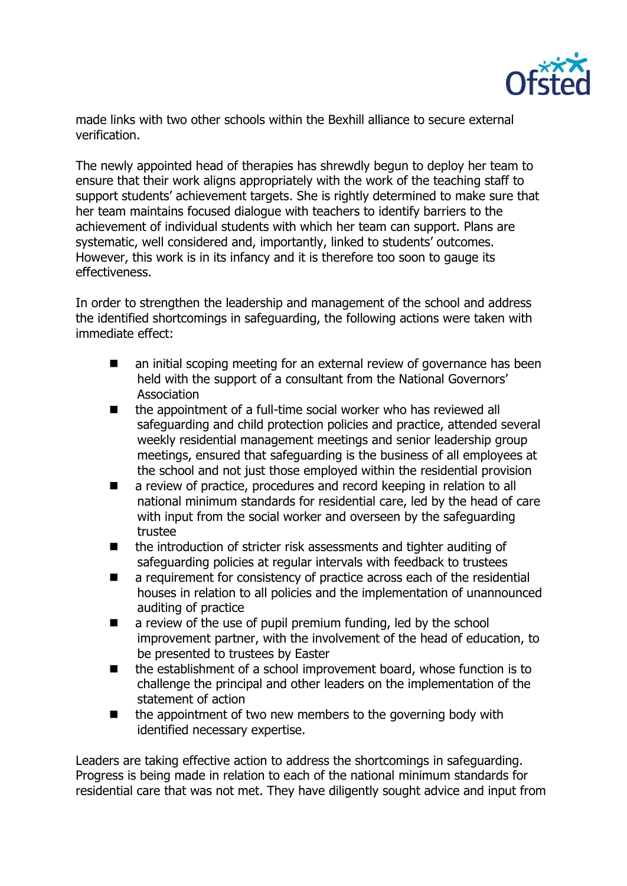made links with two other schools within the Bexhill alliance to secure external verification.

The newly appointed head of therapies has shrewdly begun to deploy her team to ensure that their work aligns appropriately with the work of the teaching staff to support students' achievement targets. She is rightly determined to make sure that her team maintains focused dialogue with teachers to identify barriers to the achievement of individual students with which her team can support. Plans are systematic, well considered and, importantly, linked to students' outcomes. However, this work is in its infancy and it is therefore too soon to gauge its effectiveness.

In order to strengthen the leadership and management of the school and address the identified shortcomings in safeguarding, the following actions were taken with immediate effect:

- an initial scoping meeting for an external review of governance has been held with the support of a consultant from the National Governors' Association
- the appointment of a full-time social worker who has reviewed all safeguarding and child protection policies and practice, attended several weekly residential management meetings and senior leadership group meetings, ensured that safeguarding is the business of all employees at the school and not just those employed within the residential provision
- a review of practice, procedures and record keeping in relation to all national minimum standards for residential care, led by the head of care with input from the social worker and overseen by the safeguarding trustee
- the introduction of stricter risk assessments and tighter auditing of safeguarding policies at regular intervals with feedback to trustees
- a requirement for consistency of practice across each of the residential houses in relation to all policies and the implementation of unannounced auditing of practice
- a review of the use of pupil premium funding, led by the school improvement partner, with the involvement of the head of education, to be presented to trustees by Easter
- the establishment of a school improvement board, whose function is to challenge the principal and other leaders on the implementation of the statement of action
- the appointment of two new members to the governing body with identified necessary expertise.

Leaders are taking effective action to address the shortcomings in safeguarding. Progress is being made in relation to each of the national minimum standards for residential care that was not met. They have diligently sought advice and input from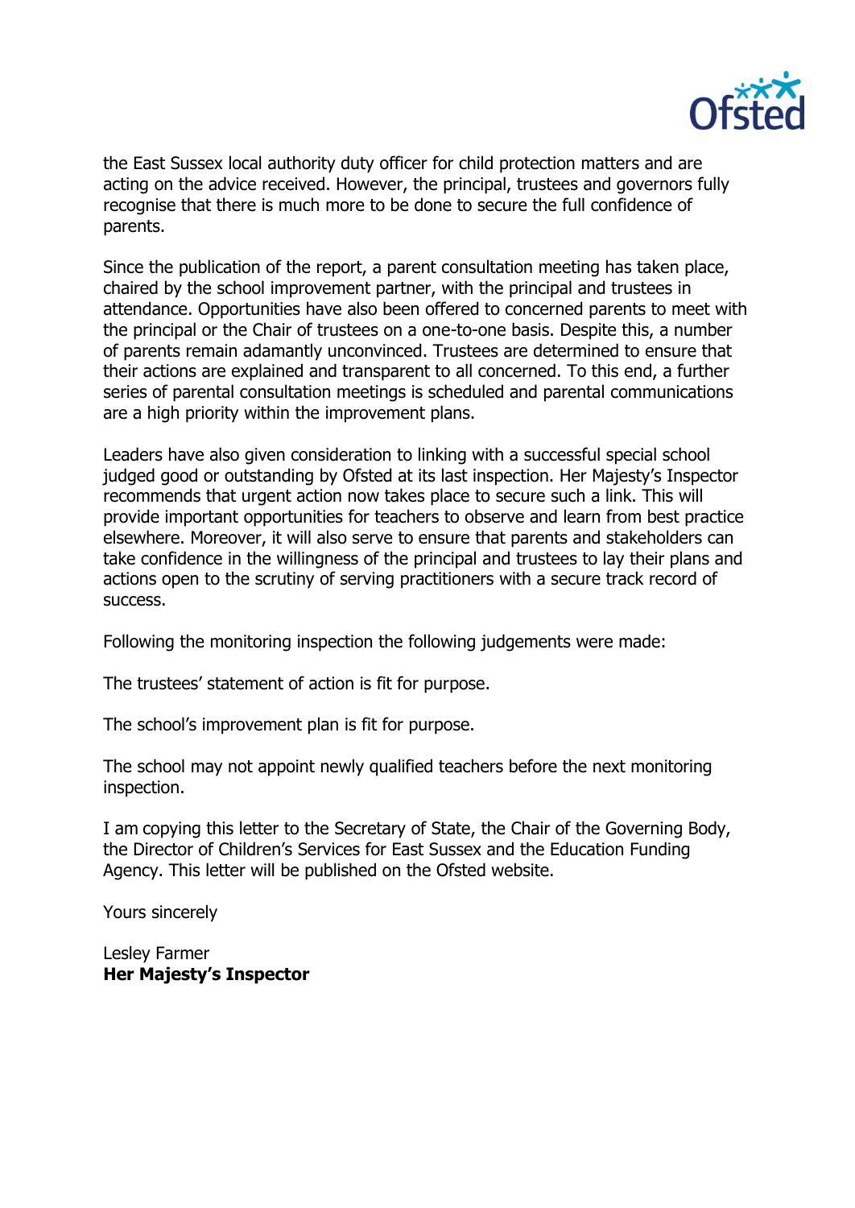the East Sussex local authority duty officer for child protection matters and are acting on the advice received. However, the principal, trustees and governors fully recognise that there is much more to be done to secure the full confidence of parents.

Since the publication of the report, a parent consultation meeting has taken place, chaired by the school improvement partner, with the principal and trustees in attendance. Opportunities have also been offered to concerned parents to meet with the principal or the Chair of trustees on a one-to-one basis. Despite this, a number of parents remain adamantly unconvinced. Trustees are determined to ensure that their actions are explained and transparent to all concerned. To this end, a further series of parental consultation meetings is scheduled and parental communications are a high priority within the improvement plans.

Leaders have also given consideration to linking with a successful special school judged good or outstanding by Ofsted at its last inspection. Her Majesty's Inspector recommends that urgent action now takes place to secure such a link. This will provide important opportunities for teachers to observe and learn from best practice elsewhere. Moreover, it will also serve to ensure that parents and stakeholders can take confidence in the willingness of the principal and trustees to lay their plans and actions open to the scrutiny of serving practitioners with a secure track record of success.

Following the monitoring inspection the following judgements were made:

The trustees' statement of action is fit for purpose.

The school's improvement plan is fit for purpose.

The school may not appoint newly qualified teachers before the next monitoring inspection.

I am copying this letter to the Secretary of State, the Chair of the Governing Body, the Director of Children's Services for East Sussex and the Education Funding Agency. This letter will be published on the Ofsted website.

Yours sincerely

Lesley Farmer
**Her Majesty's Inspector**